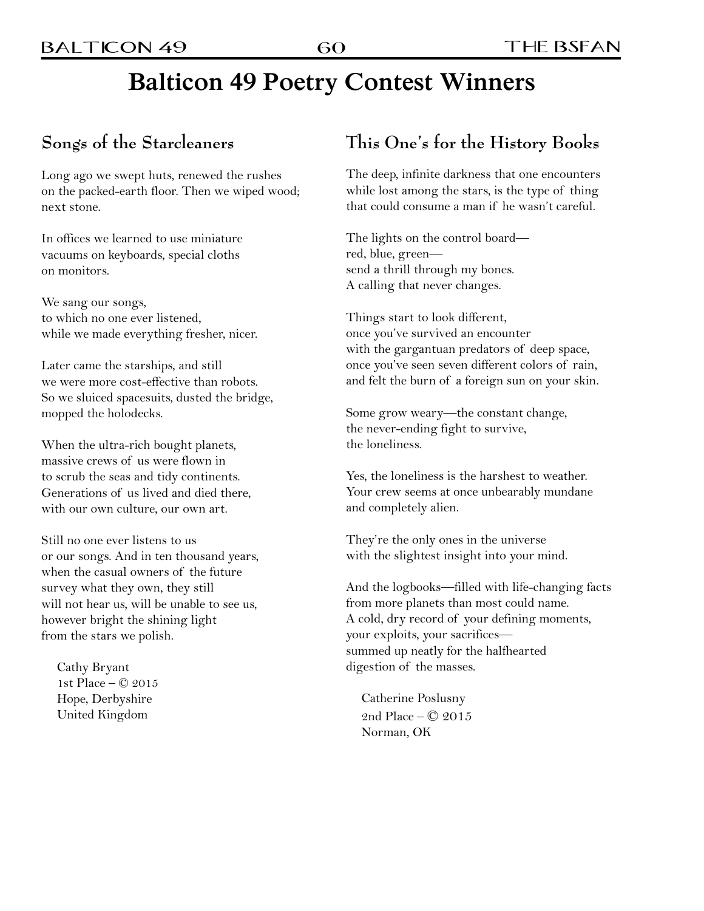# Balticon 49 Poetry Contest Winners

## Songs of the Starcleaners

Long ago we swept huts, renewed the rushes
on the packed-earth floor. Then we wiped wood;
next stone.

In offices we learned to use miniature
vacuums on keyboards, special cloths
on monitors.

We sang our songs,
to which no one ever listened,
while we made everything fresher, nicer.

Later came the starships, and still
we were more cost-effective than robots.
So we sluiced spacesuits, dusted the bridge,
mopped the holodecks.

When the ultra-rich bought planets,
massive crews of us were flown in
to scrub the seas and tidy continents.
Generations of us lived and died there,
with our own culture, our own art.

Still no one ever listens to us
or our songs. And in ten thousand years,
when the casual owners of the future
survey what they own, they still
will not hear us, will be unable to see us,
however bright the shining light
from the stars we polish.

Cathy Bryant
1st Place – © 2015
Hope, Derbyshire
United Kingdom

## This One's for the History Books

The deep, infinite darkness that one encounters
while lost among the stars, is the type of thing
that could consume a man if he wasn't careful.

The lights on the control board—
red, blue, green—
send a thrill through my bones.
A calling that never changes.

Things start to look different,
once you've survived an encounter
with the gargantuan predators of deep space,
once you've seen seven different colors of rain,
and felt the burn of a foreign sun on your skin.

Some grow weary—the constant change,
the never-ending fight to survive,
the loneliness.

Yes, the loneliness is the harshest to weather.
Your crew seems at once unbearably mundane
and completely alien.

They're the only ones in the universe
with the slightest insight into your mind.

And the logbooks—filled with life-changing facts
from more planets than most could name.
A cold, dry record of your defining moments,
your exploits, your sacrifices—
summed up neatly for the halfhearted
digestion of the masses.

Catherine Poslusny
2nd Place – © 2015
Norman, OK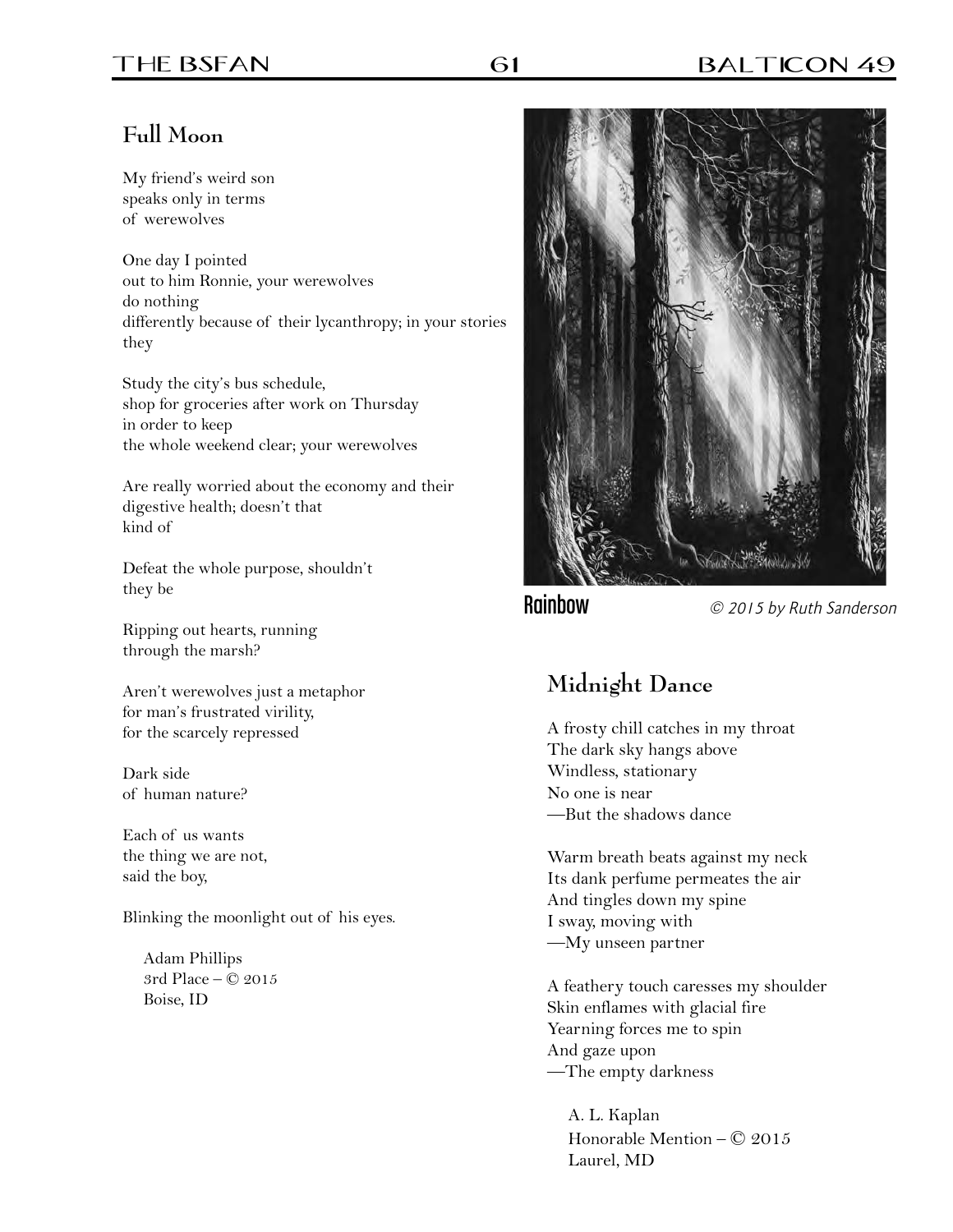## Full Moon

My friend's weird son  
speaks only in terms  
of werewolves

One day I pointed  
out to him Ronnie, your werewolves  
do nothing  
differently because of their lycanthropy; in your stories  
they

Study the city's bus schedule,  
shop for groceries after work on Thursday  
in order to keep  
the whole weekend clear; your werewolves

Are really worried about the economy and their  
digestive health; doesn't that  
kind of

Defeat the whole purpose, shouldn't  
they be

Ripping out hearts, running  
through the marsh?

Aren't werewolves just a metaphor  
for man's frustrated virility,  
for the scarcely repressed

Dark side  
of human nature?

Each of us wants  
the thing we are not,  
said the boy,

Blinking the moonlight out of his eyes.

Adam Phillips  
3rd Place – © 2015  
Boise, ID

**Rainbow** *© 2015 by Ruth Sanderson*

## Midnight Dance

A frosty chill catches in my throat  
The dark sky hangs above  
Windless, stationary  
No one is near  
—But the shadows dance

Warm breath beats against my neck  
Its dank perfume permeates the air  
And tingles down my spine  
I sway, moving with  
—My unseen partner

A feathery touch caresses my shoulder  
Skin enflames with glacial fire  
Yearning forces me to spin  
And gaze upon  
—The empty darkness

A. L. Kaplan  
Honorable Mention – © 2015  
Laurel, MD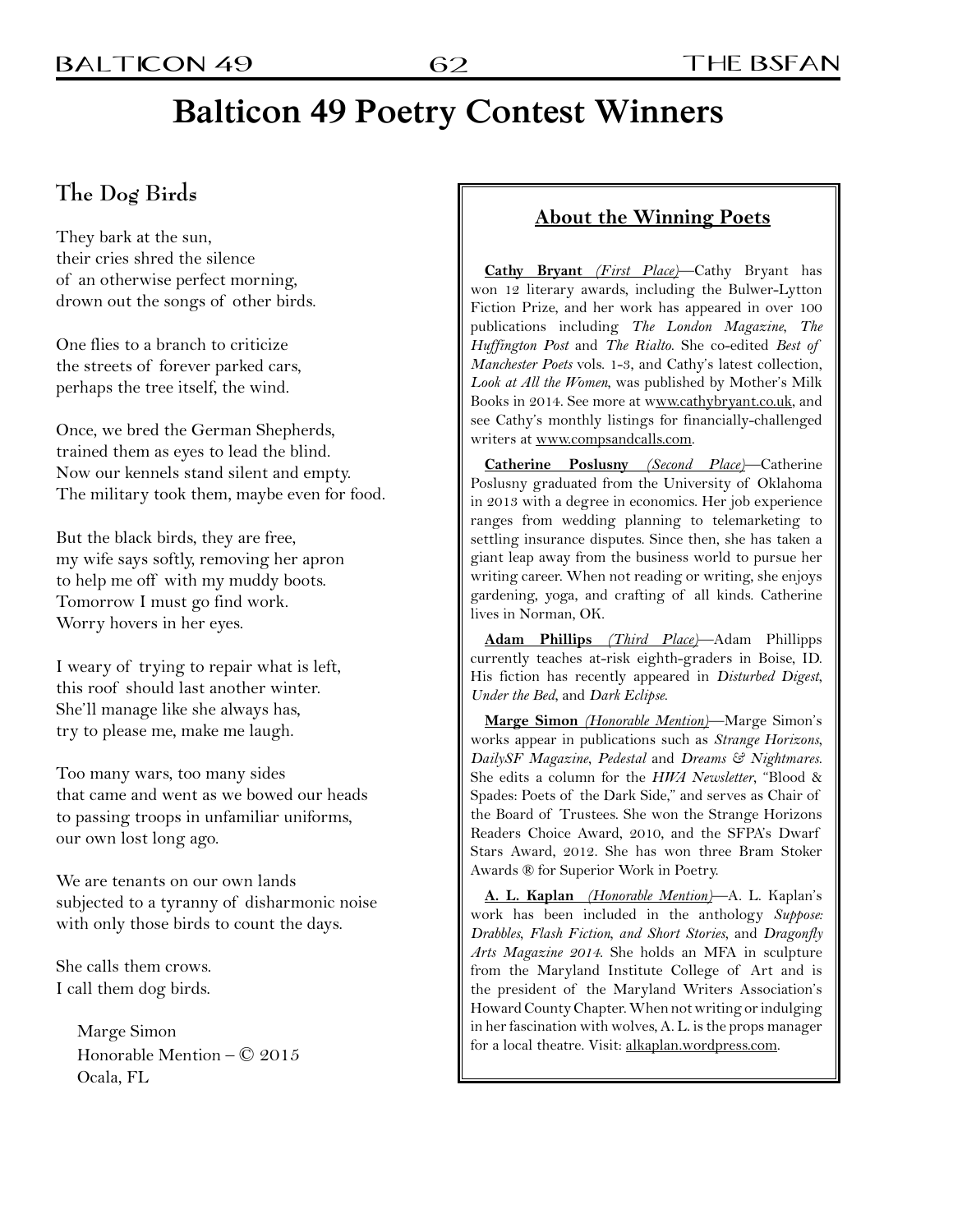# Balticon 49 Poetry Contest Winners

## The Dog Birds

They bark at the sun,
their cries shred the silence
of an otherwise perfect morning,
drown out the songs of other birds.

One flies to a branch to criticize
the streets of forever parked cars,
perhaps the tree itself, the wind.

Once, we bred the German Shepherds,
trained them as eyes to lead the blind.
Now our kennels stand silent and empty.
The military took them, maybe even for food.

But the black birds, they are free,
my wife says softly, removing her apron
to help me off with my muddy boots.
Tomorrow I must go find work.
Worry hovers in her eyes.

I weary of trying to repair what is left,
this roof should last another winter.
She'll manage like she always has,
try to please me, make me laugh.

Too many wars, too many sides
that came and went as we bowed our heads
to passing troops in unfamiliar uniforms,
our own lost long ago.

We are tenants on our own lands
subjected to a tyranny of disharmonic noise
with only those birds to count the days.

She calls them crows.
I call them dog birds.

Marge Simon
Honorable Mention – © 2015
Ocala, FL

## About the Winning Poets

**Cathy Bryant** *(First Place)*—Cathy Bryant has won 12 literary awards, including the Bulwer-Lytton Fiction Prize, and her work has appeared in over 100 publications including *The London Magazine*, *The Huffington Post* and *The Rialto*. She co-edited *Best of Manchester Poets* vols. 1-3, and Cathy's latest collection, *Look at All the Women*, was published by Mother's Milk Books in 2014. See more at www.cathybryant.co.uk, and see Cathy's monthly listings for financially-challenged writers at www.compsandcalls.com.

**Catherine Poslusny** *(Second Place)*—Catherine Poslusny graduated from the University of Oklahoma in 2013 with a degree in economics. Her job experience ranges from wedding planning to telemarketing to settling insurance disputes. Since then, she has taken a giant leap away from the business world to pursue her writing career. When not reading or writing, she enjoys gardening, yoga, and crafting of all kinds. Catherine lives in Norman, OK.

**Adam Phillips** *(Third Place)*—Adam Phillipps currently teaches at-risk eighth-graders in Boise, ID. His fiction has recently appeared in *Disturbed Digest*, *Under the Bed*, and *Dark Eclipse*.

**Marge Simon** *(Honorable Mention)*—Marge Simon's works appear in publications such as *Strange Horizons*, *DailySF Magazine*, *Pedestal* and *Dreams & Nightmares*. She edits a column for the *HWA Newsletter*, "Blood & Spades: Poets of the Dark Side," and serves as Chair of the Board of Trustees. She won the Strange Horizons Readers Choice Award, 2010, and the SFPA's Dwarf Stars Award, 2012. She has won three Bram Stoker Awards ® for Superior Work in Poetry.

**A. L. Kaplan** *(Honorable Mention)*—A. L. Kaplan's work has been included in the anthology *Suppose: Drabbles, Flash Fiction, and Short Stories*, and *Dragonfly Arts Magazine 2014*. She holds an MFA in sculpture from the Maryland Institute College of Art and is the president of the Maryland Writers Association's Howard County Chapter. When not writing or indulging in her fascination with wolves, A. L. is the props manager for a local theatre. Visit: alkaplan.wordpress.com.